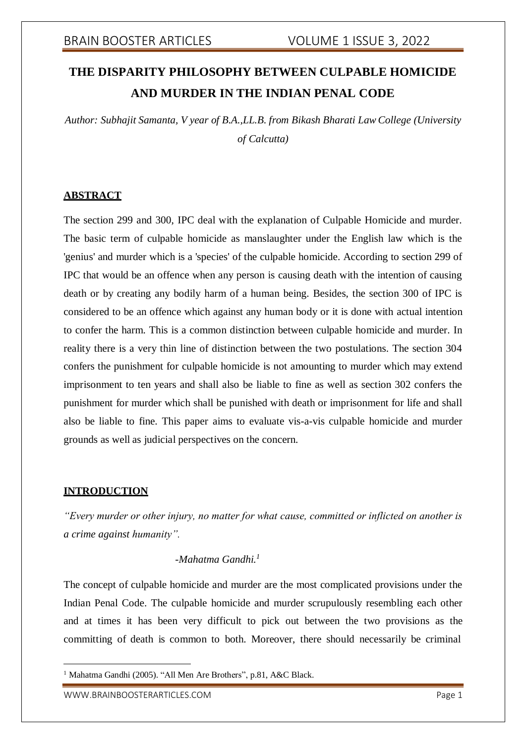# THE DISPARITY PHILOSOPHY BETWEEN CULPABLE HOMICIDE AND MURDER IN THE INDIAN PENAL CODE

*Author: Subhajit Samanta, V year of B.A.,LL.B. from Bikash Bharati Law College (University of Calcutta)*

## ABSTRACT

The section 299 and 300, IPC deal with the explanation of Culpable Homicide and murder. The basic term of culpable homicide as manslaughter under the English law which is the 'genius' and murder which is a 'species' of the culpable homicide. According to section 299 of IPC that would be an offence when any person is causing death with the intention of causing death or by creating any bodily harm of a human being. Besides, the section 300 of IPC is considered to be an offence which against any human body or it is done with actual intention to confer the harm. This is a common distinction between culpable homicide and murder. In reality there is a very thin line of distinction between the two postulations. The section 304 confers the punishment for culpable homicide is not amounting to murder which may extend imprisonment to ten years and shall also be liable to fine as well as section 302 confers the punishment for murder which shall be punished with death or imprisonment for life and shall also be liable to fine. This paper aims to evaluate vis-a-vis culpable homicide and murder grounds as well as judicial perspectives on the concern.

## INTRODUCTION

*"Every murder or other injury, no matter for what cause, committed or inflicted on another is a crime against humanity".*

*-Mahatma Gandhi.*[1]

The concept of culpable homicide and murder are the most complicated provisions under the Indian Penal Code. The culpable homicide and murder scrupulously resembling each other and at times it has been very difficult to pick out between the two provisions as the committing of death is common to both. Moreover, there should necessarily be criminal

---

[1] Mahatma Gandhi (2005). "All Men Are Brothers", p.81, A&C Black.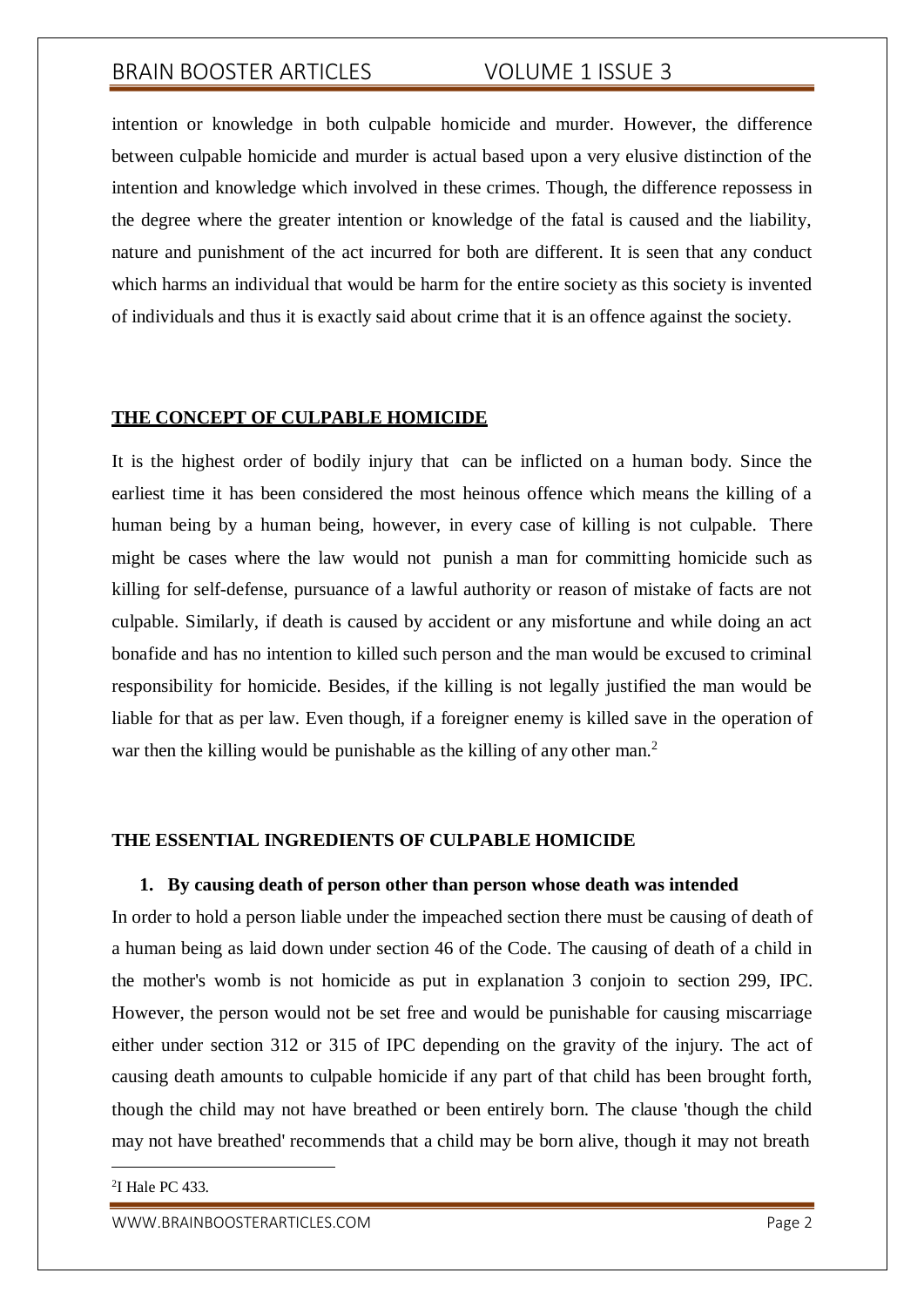intention or knowledge in both culpable homicide and murder. However, the difference between culpable homicide and murder is actual based upon a very elusive distinction of the intention and knowledge which involved in these crimes. Though, the difference repossess in the degree where the greater intention or knowledge of the fatal is caused and the liability, nature and punishment of the act incurred for both are different. It is seen that any conduct which harms an individual that would be harm for the entire society as this society is invented of individuals and thus it is exactly said about crime that it is an offence against the society.

## THE CONCEPT OF CULPABLE HOMICIDE

It is the highest order of bodily injury that can be inflicted on a human body. Since the earliest time it has been considered the most heinous offence which means the killing of a human being by a human being, however, in every case of killing is not culpable. There might be cases where the law would not punish a man for committing homicide such as killing for self-defense, pursuance of a lawful authority or reason of mistake of facts are not culpable. Similarly, if death is caused by accident or any misfortune and while doing an act bonafide and has no intention to killed such person and the man would be excused to criminal responsibility for homicide. Besides, if the killing is not legally justified the man would be liable for that as per law. Even though, if a foreigner enemy is killed save in the operation of war then the killing would be punishable as the killing of any other man.[2]

## THE ESSENTIAL INGREDIENTS OF CULPABLE HOMICIDE

1. **By causing death of person other than person whose death was intended**

In order to hold a person liable under the impeached section there must be causing of death of a human being as laid down under section 46 of the Code. The causing of death of a child in the mother's womb is not homicide as put in explanation 3 conjoin to section 299, IPC. However, the person would not be set free and would be punishable for causing miscarriage either under section 312 or 315 of IPC depending on the gravity of the injury. The act of causing death amounts to culpable homicide if any part of that child has been brought forth, though the child may not have breathed or been entirely born. The clause 'though the child may not have breathed' recommends that a child may be born alive, though it may not breath

[2] I Hale PC 433.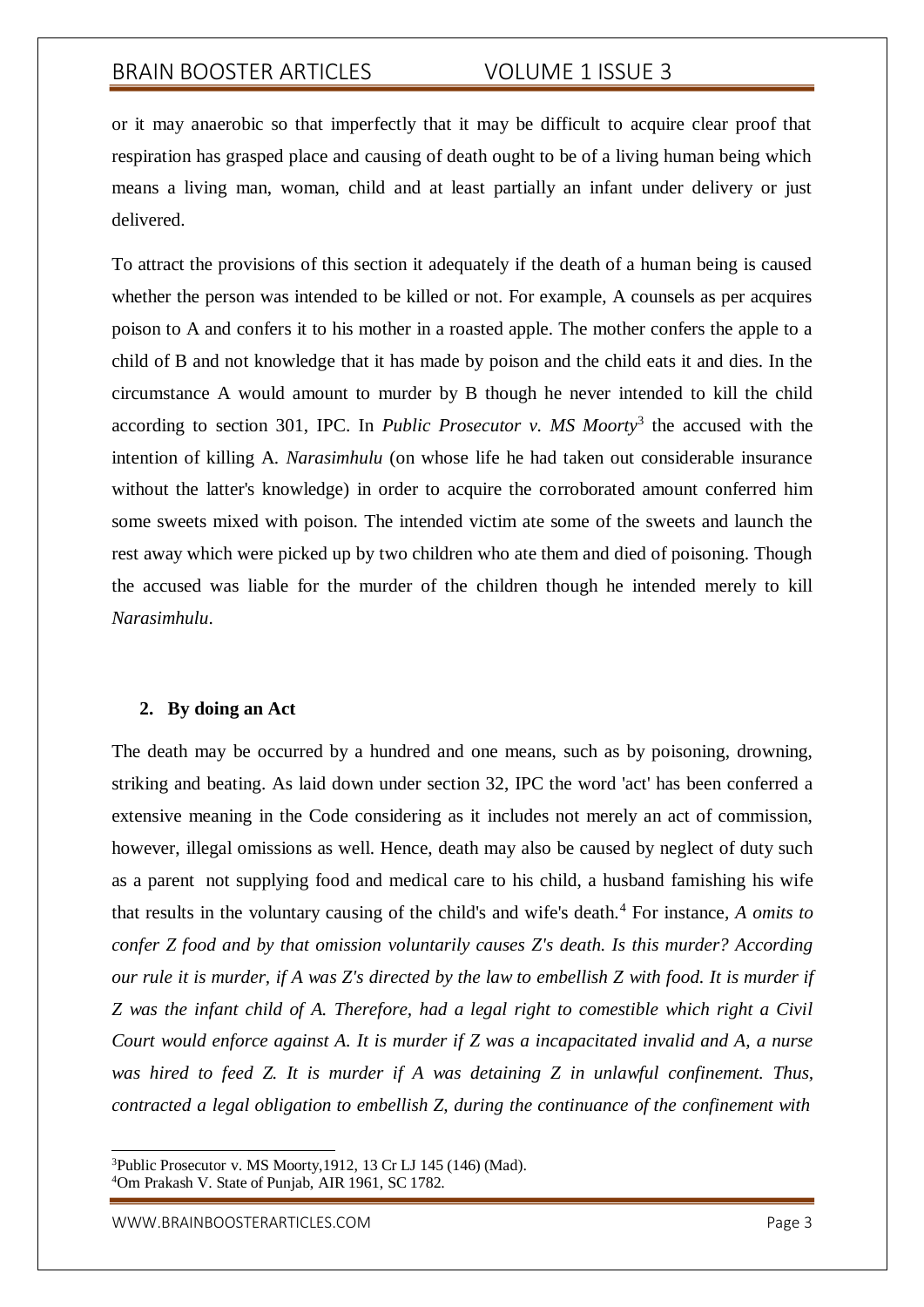or it may anaerobic so that imperfectly that it may be difficult to acquire clear proof that respiration has grasped place and causing of death ought to be of a living human being which means a living man, woman, child and at least partially an infant under delivery or just delivered.

To attract the provisions of this section it adequately if the death of a human being is caused whether the person was intended to be killed or not. For example, A counsels as per acquires poison to A and confers it to his mother in a roasted apple. The mother confers the apple to a child of B and not knowledge that it has made by poison and the child eats it and dies. In the circumstance A would amount to murder by B though he never intended to kill the child according to section 301, IPC. In *Public Prosecutor v. MS Moorty*[3] the accused with the intention of killing A. *Narasimhulu* (on whose life he had taken out considerable insurance without the latter's knowledge) in order to acquire the corroborated amount conferred him some sweets mixed with poison. The intended victim ate some of the sweets and launch the rest away which were picked up by two children who ate them and died of poisoning. Though the accused was liable for the murder of the children though he intended merely to kill *Narasimhulu*.

**2. By doing an Act**

The death may be occurred by a hundred and one means, such as by poisoning, drowning, striking and beating. As laid down under section 32, IPC the word 'act' has been conferred a extensive meaning in the Code considering as it includes not merely an act of commission, however, illegal omissions as well. Hence, death may also be caused by neglect of duty such as a parent not supplying food and medical care to his child, a husband famishing his wife that results in the voluntary causing of the child's and wife's death.[4] For instance, *A omits to confer Z food and by that omission voluntarily causes Z's death. Is this murder? According our rule it is murder, if A was Z's directed by the law to embellish Z with food. It is murder if Z was the infant child of A. Therefore, had a legal right to comestible which right a Civil Court would enforce against A. It is murder if Z was a incapacitated invalid and A, a nurse was hired to feed Z. It is murder if A was detaining Z in unlawful confinement. Thus, contracted a legal obligation to embellish Z, during the continuance of the confinement with*

---

[3] Public Prosecutor v. MS Moorty,1912, 13 Cr LJ 145 (146) (Mad).

[4] Om Prakash V. State of Punjab, AIR 1961, SC 1782.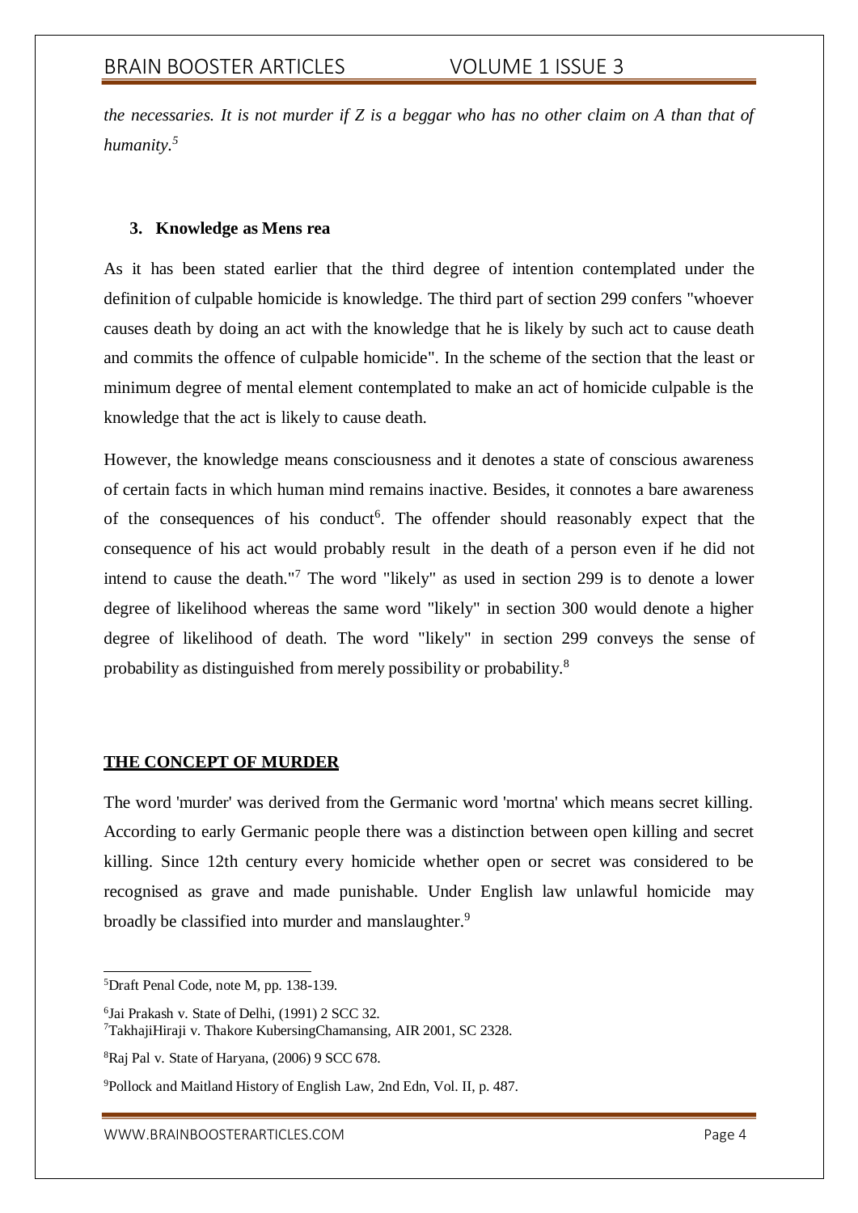*the necessaries. It is not murder if Z is a beggar who has no other claim on A than that of humanity.*[5]

**3. Knowledge as Mens rea**

As it has been stated earlier that the third degree of intention contemplated under the definition of culpable homicide is knowledge. The third part of section 299 confers "whoever causes death by doing an act with the knowledge that he is likely by such act to cause death and commits the offence of culpable homicide". In the scheme of the section that the least or minimum degree of mental element contemplated to make an act of homicide culpable is the knowledge that the act is likely to cause death.

However, the knowledge means consciousness and it denotes a state of conscious awareness of certain facts in which human mind remains inactive. Besides, it connotes a bare awareness of the consequences of his conduct[6]. The offender should reasonably expect that the consequence of his act would probably result in the death of a person even if he did not intend to cause the death."[7] The word "likely" as used in section 299 is to denote a lower degree of likelihood whereas the same word "likely" in section 300 would denote a higher degree of likelihood of death. The word "likely" in section 299 conveys the sense of probability as distinguished from merely possibility or probability.[8]

## THE CONCEPT OF MURDER

The word 'murder' was derived from the Germanic word 'mortna' which means secret killing. According to early Germanic people there was a distinction between open killing and secret killing. Since 12th century every homicide whether open or secret was considered to be recognised as grave and made punishable. Under English law unlawful homicide may broadly be classified into murder and manslaughter.[9]

---

[5]Draft Penal Code, note M, pp. 138-139.

[6]Jai Prakash v. State of Delhi, (1991) 2 SCC 32.

[7]TakhajiHiraji v. Thakore KubersingChamansing, AIR 2001, SC 2328.

[8]Raj Pal v. State of Haryana, (2006) 9 SCC 678.

[9]Pollock and Maitland History of English Law, 2nd Edn, Vol. II, p. 487.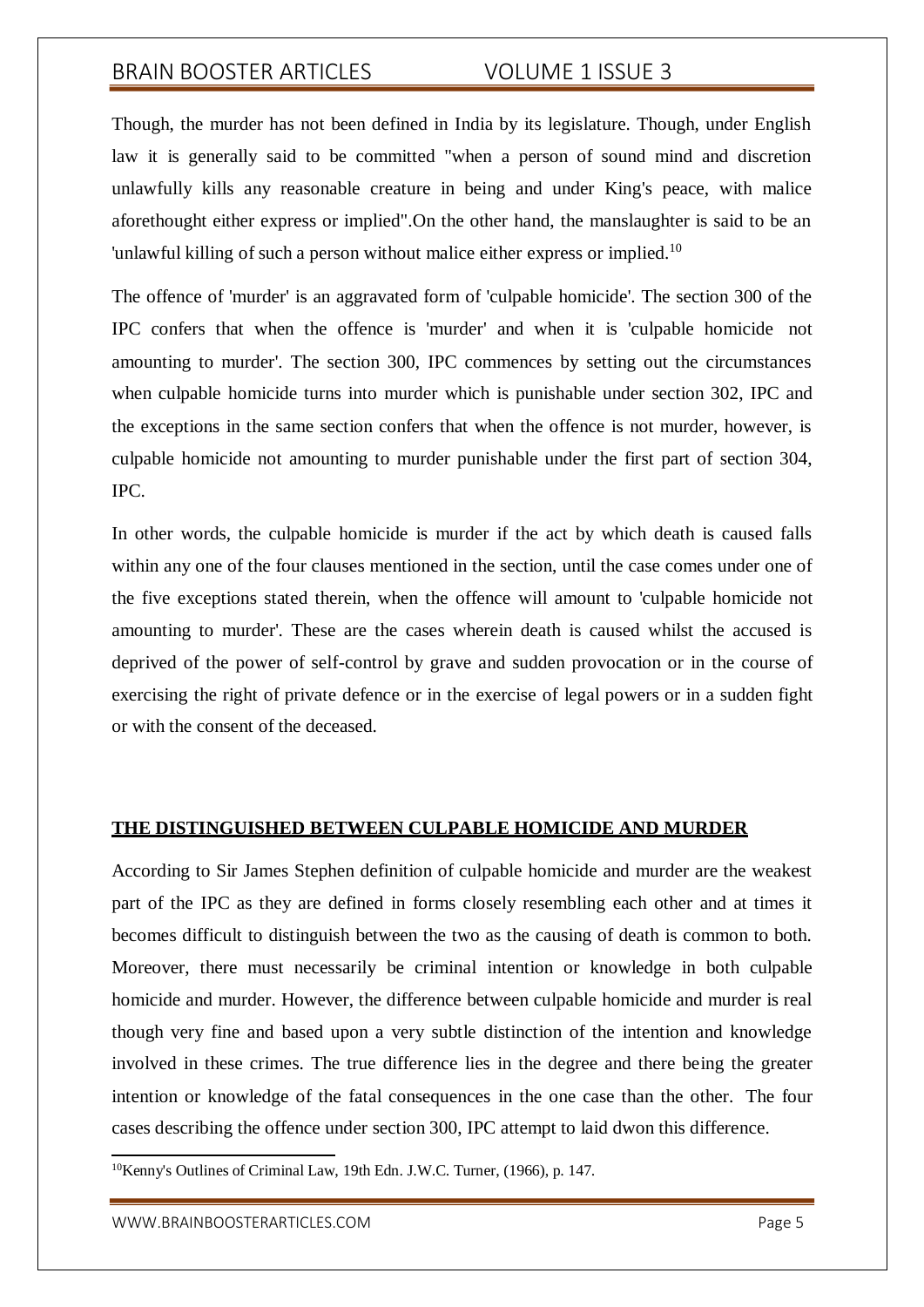Though, the murder has not been defined in India by its legislature. Though, under English law it is generally said to be committed "when a person of sound mind and discretion unlawfully kills any reasonable creature in being and under King's peace, with malice aforethought either express or implied".On the other hand, the manslaughter is said to be an 'unlawful killing of such a person without malice either express or implied.[10]

The offence of 'murder' is an aggravated form of 'culpable homicide'. The section 300 of the IPC confers that when the offence is 'murder' and when it is 'culpable homicide not amounting to murder'. The section 300, IPC commences by setting out the circumstances when culpable homicide turns into murder which is punishable under section 302, IPC and the exceptions in the same section confers that when the offence is not murder, however, is culpable homicide not amounting to murder punishable under the first part of section 304, IPC.

In other words, the culpable homicide is murder if the act by which death is caused falls within any one of the four clauses mentioned in the section, until the case comes under one of the five exceptions stated therein, when the offence will amount to 'culpable homicide not amounting to murder'. These are the cases wherein death is caused whilst the accused is deprived of the power of self-control by grave and sudden provocation or in the course of exercising the right of private defence or in the exercise of legal powers or in a sudden fight or with the consent of the deceased.

**<u>THE DISTINGUISHED BETWEEN CULPABLE HOMICIDE AND MURDER</u>**

According to Sir James Stephen definition of culpable homicide and murder are the weakest part of the IPC as they are defined in forms closely resembling each other and at times it becomes difficult to distinguish between the two as the causing of death is common to both. Moreover, there must necessarily be criminal intention or knowledge in both culpable homicide and murder. However, the difference between culpable homicide and murder is real though very fine and based upon a very subtle distinction of the intention and knowledge involved in these crimes. The true difference lies in the degree and there being the greater intention or knowledge of the fatal consequences in the one case than the other. The four cases describing the offence under section 300, IPC attempt to laid dwon this difference.

[10] Kenny's Outlines of Criminal Law, 19th Edn. J.W.C. Turner, (1966), p. 147.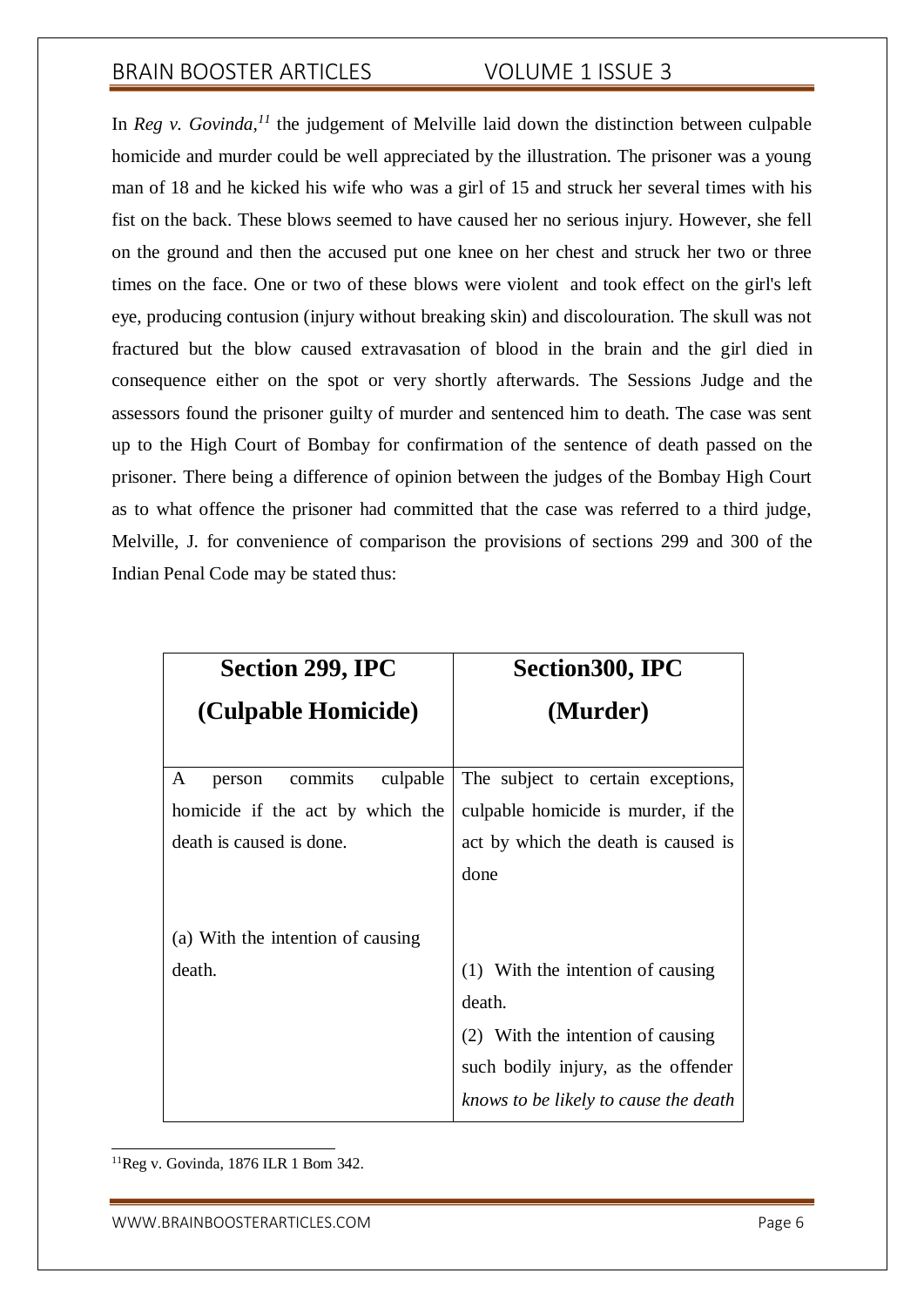In *Reg v. Govinda,*[11] the judgement of Melville laid down the distinction between culpable homicide and murder could be well appreciated by the illustration. The prisoner was a young man of 18 and he kicked his wife who was a girl of 15 and struck her several times with his fist on the back. These blows seemed to have caused her no serious injury. However, she fell on the ground and then the accused put one knee on her chest and struck her two or three times on the face. One or two of these blows were violent and took effect on the girl's left eye, producing contusion (injury without breaking skin) and discolouration. The skull was not fractured but the blow caused extravasation of blood in the brain and the girl died in consequence either on the spot or very shortly afterwards. The Sessions Judge and the assessors found the prisoner guilty of murder and sentenced him to death. The case was sent up to the High Court of Bombay for confirmation of the sentence of death passed on the prisoner. There being a difference of opinion between the judges of the Bombay High Court as to what offence the prisoner had committed that the case was referred to a third judge, Melville, J. for convenience of comparison the provisions of sections 299 and 300 of the Indian Penal Code may be stated thus:

| **Section 299, IPC (Culpable Homicide)** | **Section300, IPC (Murder)** |
|---|---|
| A person commits culpable homicide if the act by which the death is caused is done. | The subject to certain exceptions, culpable homicide is murder, if the act by which the death is caused is done |
| (a) With the intention of causing death. | (1) With the intention of causing death. |
| | (2) With the intention of causing such bodily injury, as the offender *knows to be likely to cause the death* |

[11] Reg v. Govinda, 1876 ILR 1 Bom 342.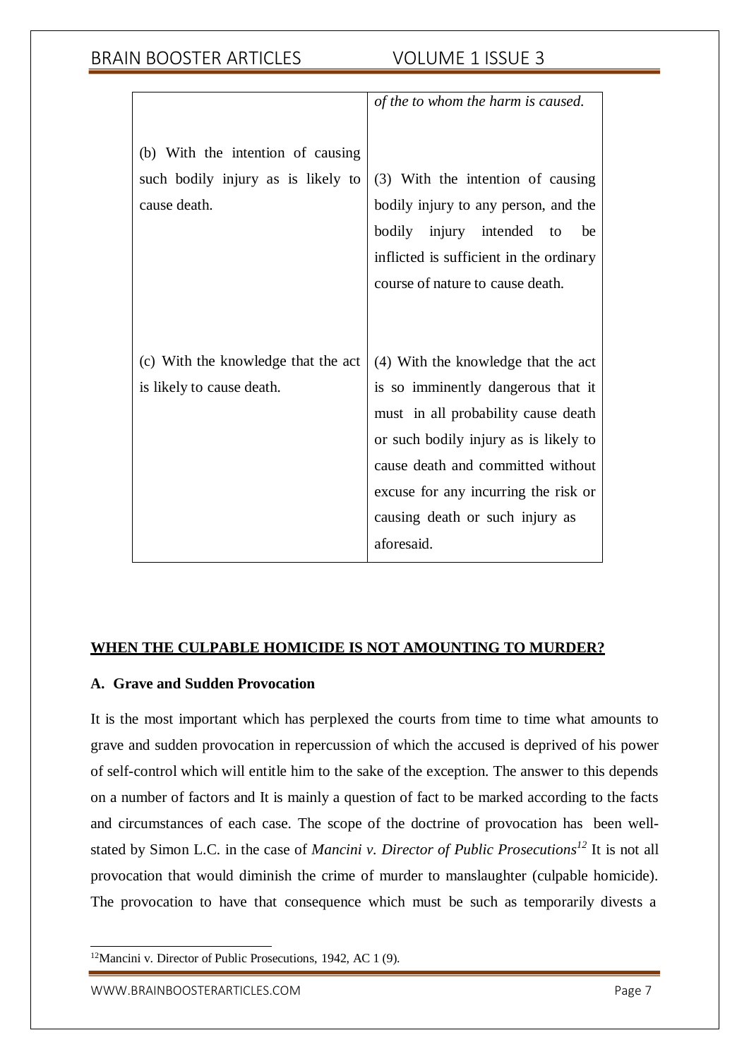| | |
|---|---|
| | *of the to whom the harm is caused.* |
| (b) With the intention of causing such bodily injury as is likely to cause death. | (3) With the intention of causing bodily injury to any person, and the bodily injury intended to be inflicted is sufficient in the ordinary course of nature to cause death. |
| (c) With the knowledge that the act is likely to cause death. | (4) With the knowledge that the act is so imminently dangerous that it must in all probability cause death or such bodily injury as is likely to cause death and committed without excuse for any incurring the risk or causing death or such injury as aforesaid. |

## **WHEN THE CULPABLE HOMICIDE IS NOT AMOUNTING TO MURDER?**

### **A. Grave and Sudden Provocation**

It is the most important which has perplexed the courts from time to time what amounts to grave and sudden provocation in repercussion of which the accused is deprived of his power of self-control which will entitle him to the sake of the exception. The answer to this depends on a number of factors and It is mainly a question of fact to be marked according to the facts and circumstances of each case. The scope of the doctrine of provocation has been well-stated by Simon L.C. in the case of *Mancini v. Director of Public Prosecutions*[12] It is not all provocation that would diminish the crime of murder to manslaughter (culpable homicide). The provocation to have that consequence which must be such as temporarily divests a

[12] Mancini v. Director of Public Prosecutions, 1942, AC 1 (9).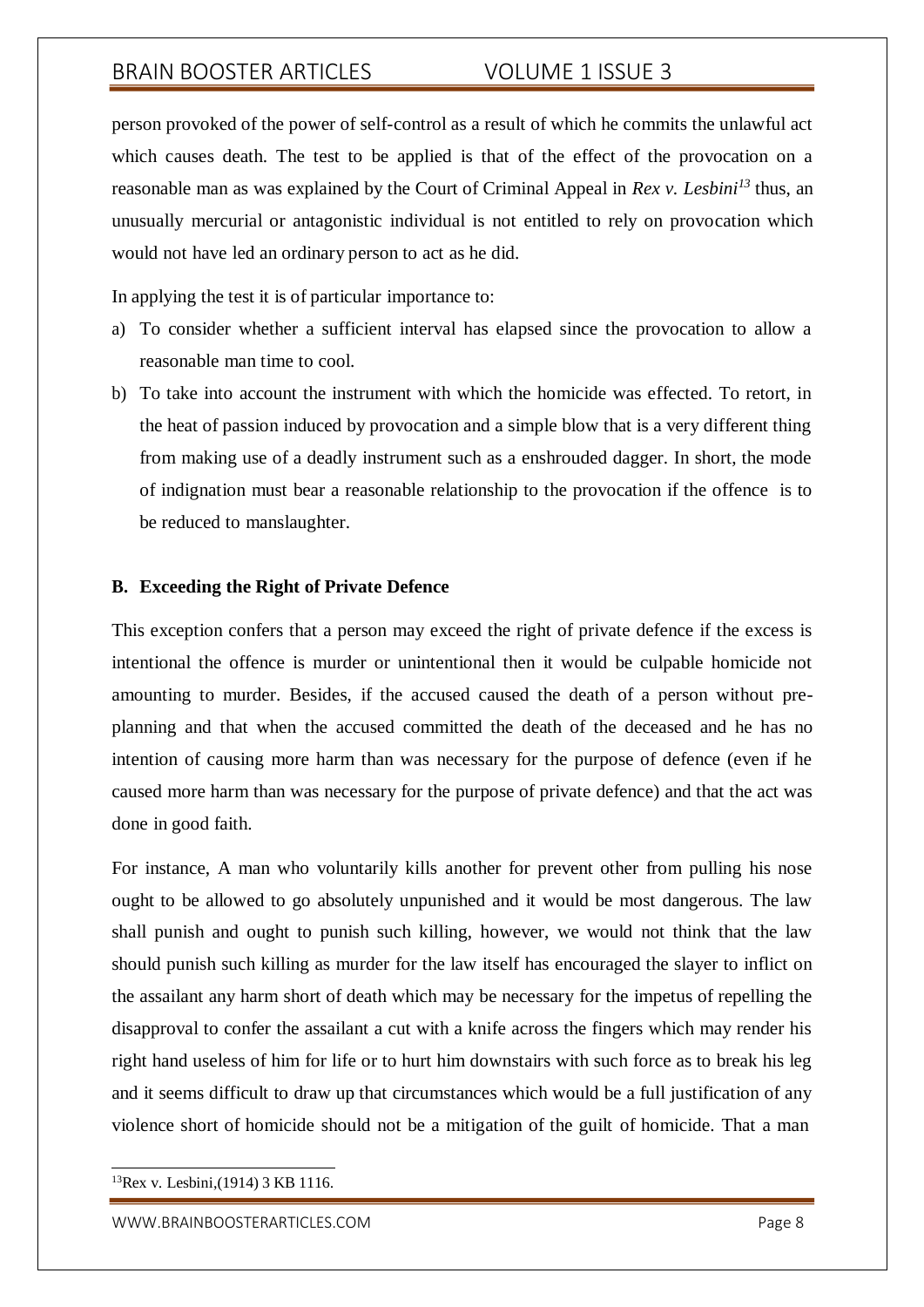person provoked of the power of self-control as a result of which he commits the unlawful act which causes death. The test to be applied is that of the effect of the provocation on a reasonable man as was explained by the Court of Criminal Appeal in *Rex v. Lesbini*[13] thus, an unusually mercurial or antagonistic individual is not entitled to rely on provocation which would not have led an ordinary person to act as he did.

In applying the test it is of particular importance to:

a) To consider whether a sufficient interval has elapsed since the provocation to allow a reasonable man time to cool.
b) To take into account the instrument with which the homicide was effected. To retort, in the heat of passion induced by provocation and a simple blow that is a very different thing from making use of a deadly instrument such as a enshrouded dagger. In short, the mode of indignation must bear a reasonable relationship to the provocation if the offence is to be reduced to manslaughter.

**B. Exceeding the Right of Private Defence**

This exception confers that a person may exceed the right of private defence if the excess is intentional the offence is murder or unintentional then it would be culpable homicide not amounting to murder. Besides, if the accused caused the death of a person without pre-planning and that when the accused committed the death of the deceased and he has no intention of causing more harm than was necessary for the purpose of defence (even if he caused more harm than was necessary for the purpose of private defence) and that the act was done in good faith.

For instance, A man who voluntarily kills another for prevent other from pulling his nose ought to be allowed to go absolutely unpunished and it would be most dangerous. The law shall punish and ought to punish such killing, however, we would not think that the law should punish such killing as murder for the law itself has encouraged the slayer to inflict on the assailant any harm short of death which may be necessary for the impetus of repelling the disapproval to confer the assailant a cut with a knife across the fingers which may render his right hand useless of him for life or to hurt him downstairs with such force as to break his leg and it seems difficult to draw up that circumstances which would be a full justification of any violence short of homicide should not be a mitigation of the guilt of homicide. That a man

[13] Rex v. Lesbini,(1914) 3 KB 1116.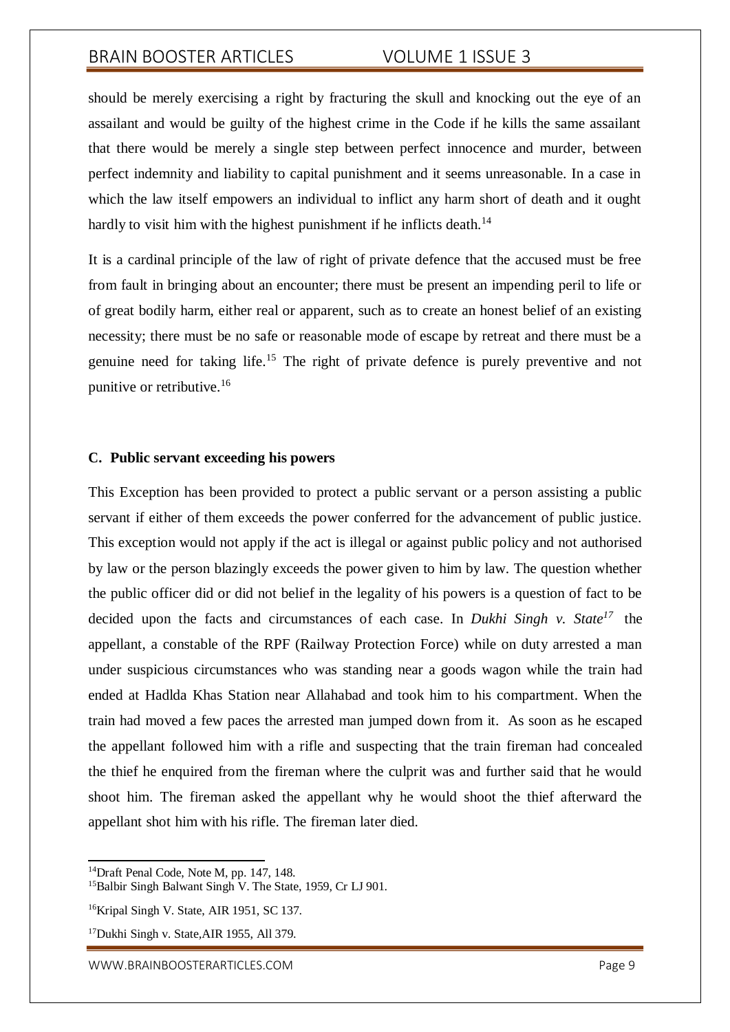should be merely exercising a right by fracturing the skull and knocking out the eye of an assailant and would be guilty of the highest crime in the Code if he kills the same assailant that there would be merely a single step between perfect innocence and murder, between perfect indemnity and liability to capital punishment and it seems unreasonable. In a case in which the law itself empowers an individual to inflict any harm short of death and it ought hardly to visit him with the highest punishment if he inflicts death.[14]

It is a cardinal principle of the law of right of private defence that the accused must be free from fault in bringing about an encounter; there must be present an impending peril to life or of great bodily harm, either real or apparent, such as to create an honest belief of an existing necessity; there must be no safe or reasonable mode of escape by retreat and there must be a genuine need for taking life.[15] The right of private defence is purely preventive and not punitive or retributive.[16]

**C. Public servant exceeding his powers**

This Exception has been provided to protect a public servant or a person assisting a public servant if either of them exceeds the power conferred for the advancement of public justice. This exception would not apply if the act is illegal or against public policy and not authorised by law or the person blazingly exceeds the power given to him by law. The question whether the public officer did or did not belief in the legality of his powers is a question of fact to be decided upon the facts and circumstances of each case. In *Dukhi Singh v. State*[17] the appellant, a constable of the RPF (Railway Protection Force) while on duty arrested a man under suspicious circumstances who was standing near a goods wagon while the train had ended at Hadlda Khas Station near Allahabad and took him to his compartment. When the train had moved a few paces the arrested man jumped down from it. As soon as he escaped the appellant followed him with a rifle and suspecting that the train fireman had concealed the thief he enquired from the fireman where the culprit was and further said that he would shoot him. The fireman asked the appellant why he would shoot the thief afterward the appellant shot him with his rifle. The fireman later died.

---

[14] Draft Penal Code, Note M, pp. 147, 148.

[15] Balbir Singh Balwant Singh V. The State, 1959, Cr LJ 901.

[16] Kripal Singh V. State, AIR 1951, SC 137.

[17] Dukhi Singh v. State,AIR 1955, All 379.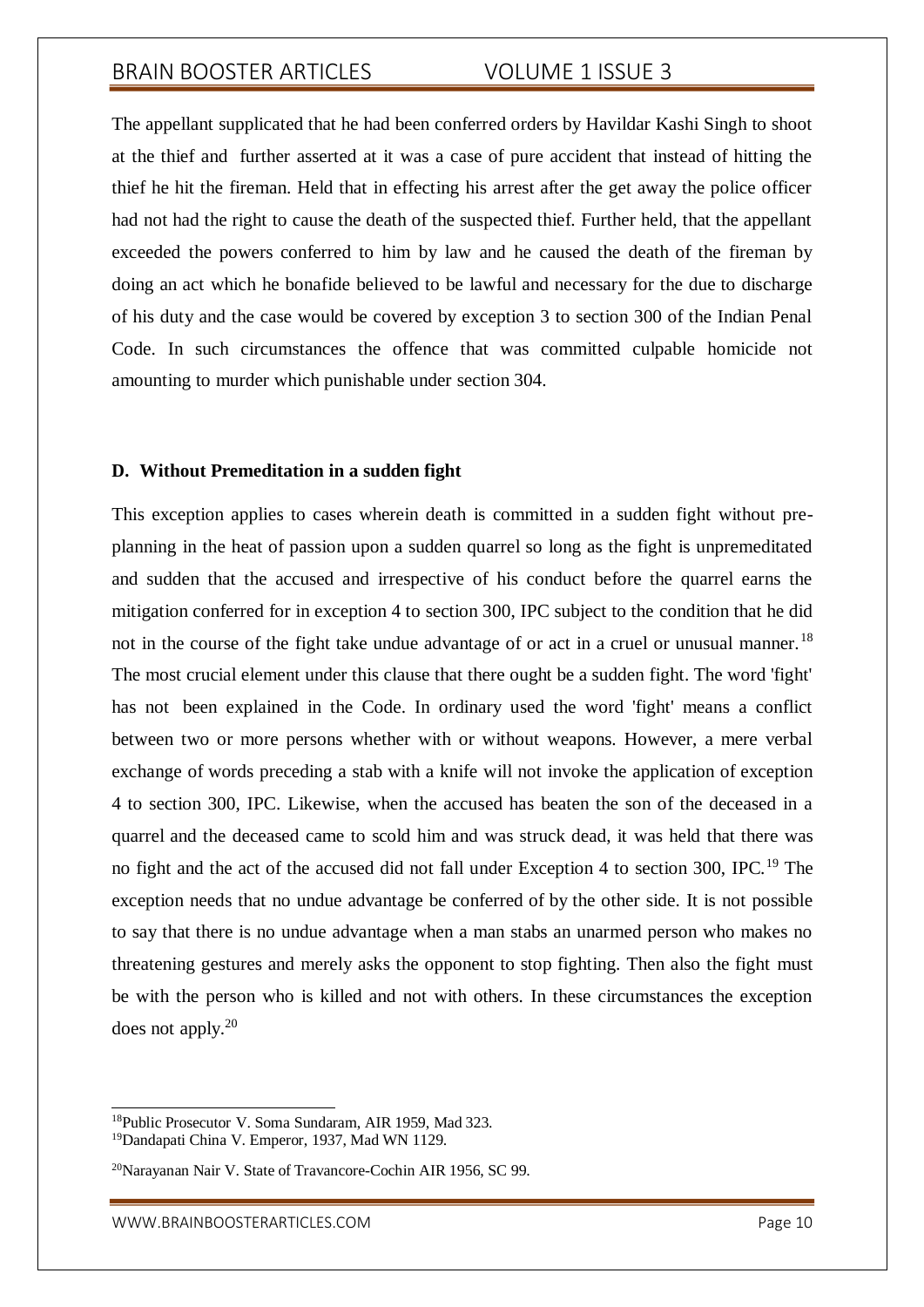The appellant supplicated that he had been conferred orders by Havildar Kashi Singh to shoot at the thief and further asserted at it was a case of pure accident that instead of hitting the thief he hit the fireman. Held that in effecting his arrest after the get away the police officer had not had the right to cause the death of the suspected thief. Further held, that the appellant exceeded the powers conferred to him by law and he caused the death of the fireman by doing an act which he bonafide believed to be lawful and necessary for the due to discharge of his duty and the case would be covered by exception 3 to section 300 of the Indian Penal Code. In such circumstances the offence that was committed culpable homicide not amounting to murder which punishable under section 304.

**D. Without Premeditation in a sudden fight**

This exception applies to cases wherein death is committed in a sudden fight without pre-planning in the heat of passion upon a sudden quarrel so long as the fight is unpremeditated and sudden that the accused and irrespective of his conduct before the quarrel earns the mitigation conferred for in exception 4 to section 300, IPC subject to the condition that he did not in the course of the fight take undue advantage of or act in a cruel or unusual manner.[18] The most crucial element under this clause that there ought be a sudden fight. The word 'fight' has not been explained in the Code. In ordinary used the word 'fight' means a conflict between two or more persons whether with or without weapons. However, a mere verbal exchange of words preceding a stab with a knife will not invoke the application of exception 4 to section 300, IPC. Likewise, when the accused has beaten the son of the deceased in a quarrel and the deceased came to scold him and was struck dead, it was held that there was no fight and the act of the accused did not fall under Exception 4 to section 300, IPC.[19] The exception needs that no undue advantage be conferred of by the other side. It is not possible to say that there is no undue advantage when a man stabs an unarmed person who makes no threatening gestures and merely asks the opponent to stop fighting. Then also the fight must be with the person who is killed and not with others. In these circumstances the exception does not apply.[20]

---

[18] Public Prosecutor V. Soma Sundaram, AIR 1959, Mad 323.

[19] Dandapati China V. Emperor, 1937, Mad WN 1129.

[20] Narayanan Nair V. State of Travancore-Cochin AIR 1956, SC 99.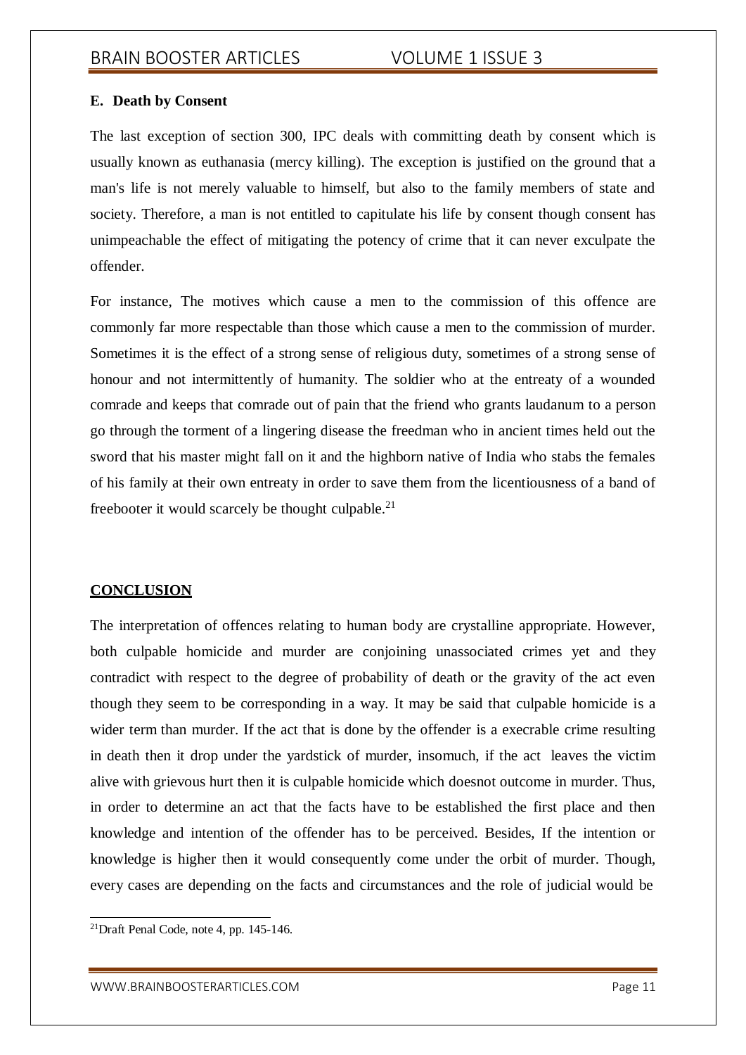### E. Death by Consent

The last exception of section 300, IPC deals with committing death by consent which is usually known as euthanasia (mercy killing). The exception is justified on the ground that a man's life is not merely valuable to himself, but also to the family members of state and society. Therefore, a man is not entitled to capitulate his life by consent though consent has unimpeachable the effect of mitigating the potency of crime that it can never exculpate the offender.

For instance, The motives which cause a men to the commission of this offence are commonly far more respectable than those which cause a men to the commission of murder. Sometimes it is the effect of a strong sense of religious duty, sometimes of a strong sense of honour and not intermittently of humanity. The soldier who at the entreaty of a wounded comrade and keeps that comrade out of pain that the friend who grants laudanum to a person go through the torment of a lingering disease the freedman who in ancient times held out the sword that his master might fall on it and the highborn native of India who stabs the females of his family at their own entreaty in order to save them from the licentiousness of a band of freebooter it would scarcely be thought culpable.[21]

## CONCLUSION

The interpretation of offences relating to human body are crystalline appropriate. However, both culpable homicide and murder are conjoining unassociated crimes yet and they contradict with respect to the degree of probability of death or the gravity of the act even though they seem to be corresponding in a way. It may be said that culpable homicide is a wider term than murder. If the act that is done by the offender is a execrable crime resulting in death then it drop under the yardstick of murder, insomuch, if the act leaves the victim alive with grievous hurt then it is culpable homicide which doesnot outcome in murder. Thus, in order to determine an act that the facts have to be established the first place and then knowledge and intention of the offender has to be perceived. Besides, If the intention or knowledge is higher then it would consequently come under the orbit of murder. Though, every cases are depending on the facts and circumstances and the role of judicial would be

---

[21] Draft Penal Code, note 4, pp. 145-146.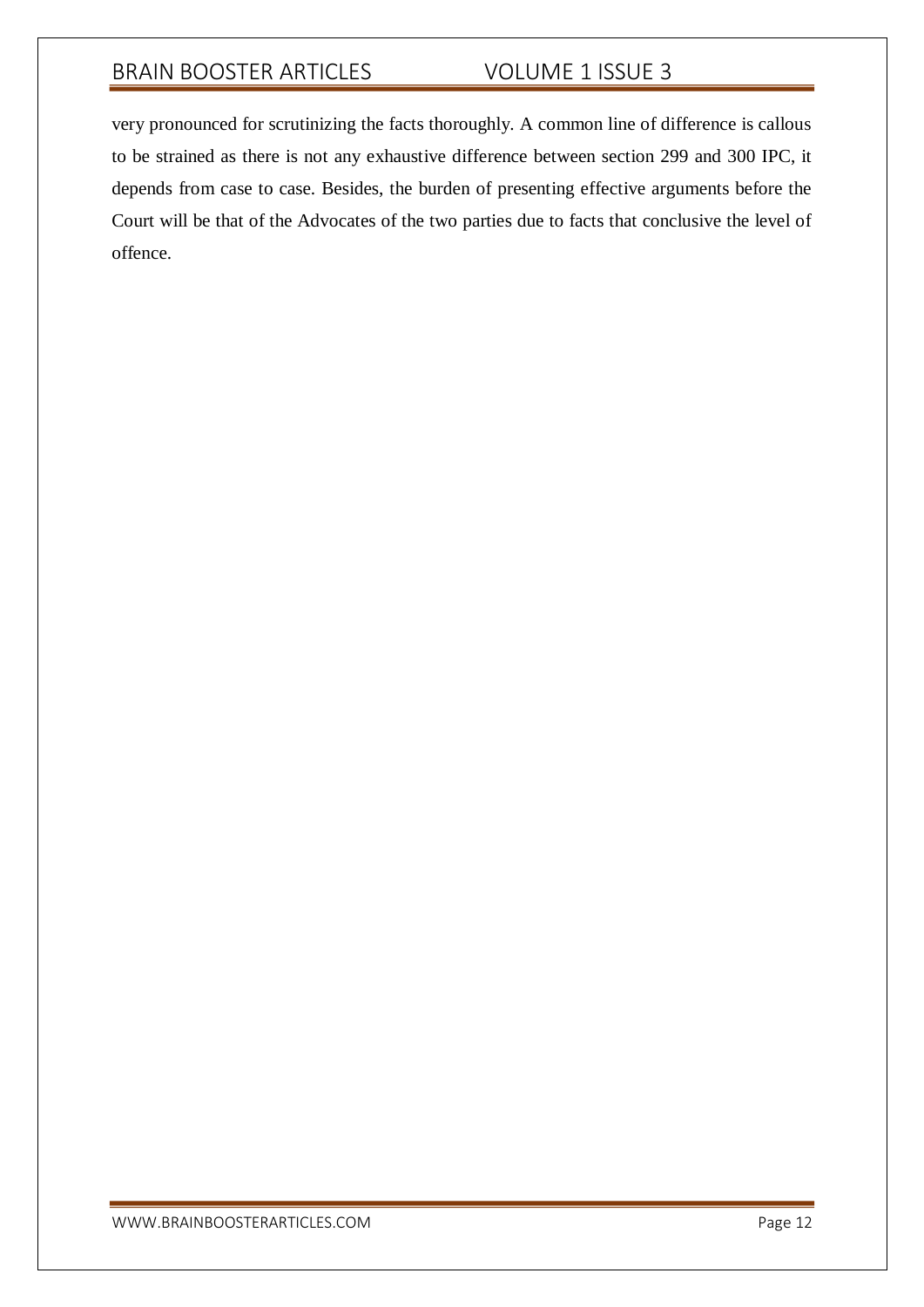very pronounced for scrutinizing the facts thoroughly. A common line of difference is callous to be strained as there is not any exhaustive difference between section 299 and 300 IPC, it depends from case to case. Besides, the burden of presenting effective arguments before the Court will be that of the Advocates of the two parties due to facts that conclusive the level of offence.